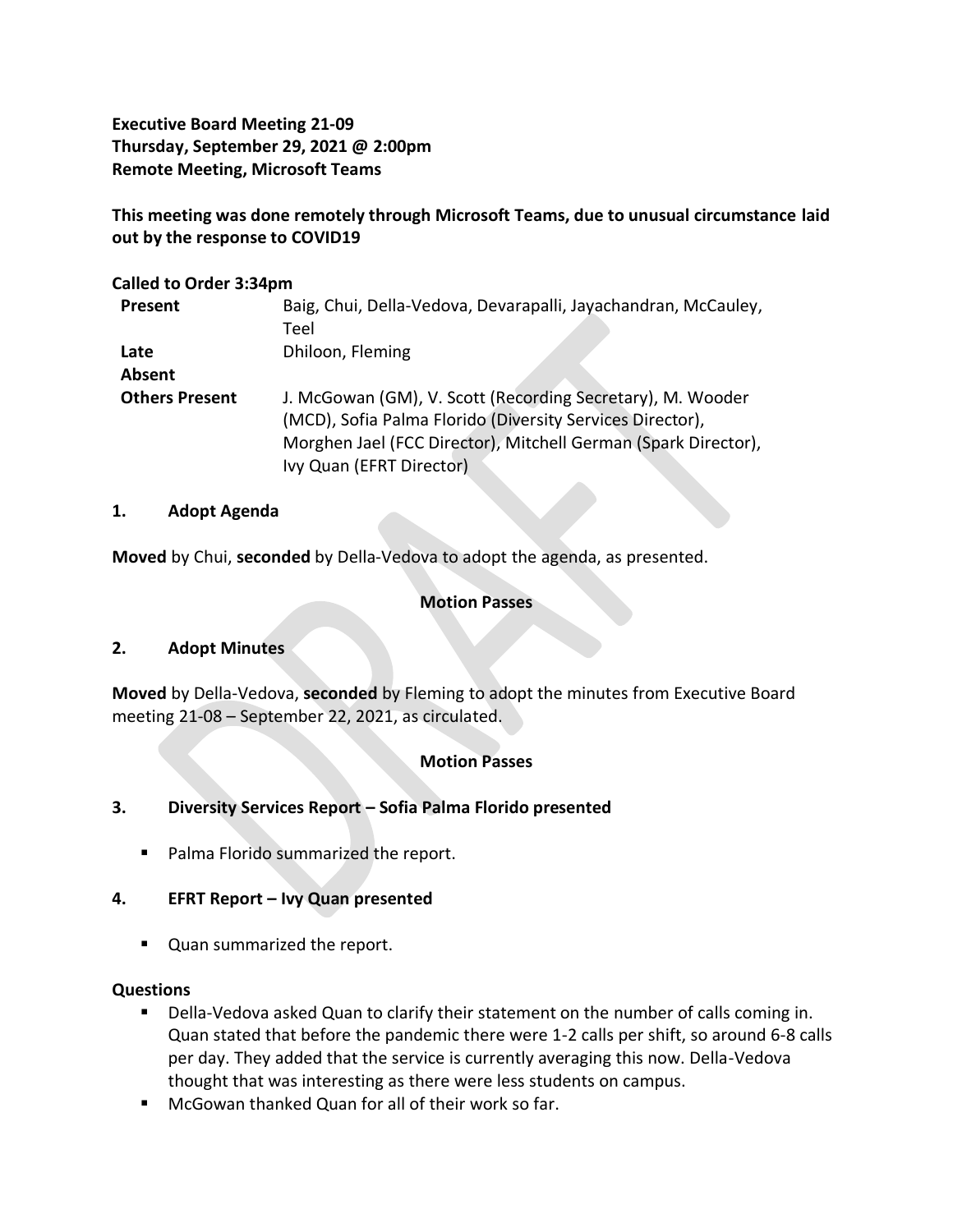**Executive Board Meeting 21-09**
**Thursday, September 29, 2021 @ 2:00pm**
**Remote Meeting, Microsoft Teams**

**This meeting was done remotely through Microsoft Teams, due to unusual circumstance laid out by the response to COVID19**

**Called to Order 3:34pm**

| | |
|---|---|
| **Present** | Baig, Chui, Della-Vedova, Devarapalli, Jayachandran, McCauley, Teel |
| **Late** | Dhiloon, Fleming |
| **Absent** | |
| **Others Present** | J. McGowan (GM), V. Scott (Recording Secretary), M. Wooder (MCD), Sofia Palma Florido (Diversity Services Director), Morghen Jael (FCC Director), Mitchell German (Spark Director), Ivy Quan (EFRT Director) |

## 1. Adopt Agenda

**Moved** by Chui, **seconded** by Della-Vedova to adopt the agenda, as presented.

**Motion Passes**

## 2. Adopt Minutes

**Moved** by Della-Vedova, **seconded** by Fleming to adopt the minutes from Executive Board meeting 21-08 – September 22, 2021, as circulated.

**Motion Passes**

## 3. Diversity Services Report – Sofia Palma Florido presented

- Palma Florido summarized the report.

## 4. EFRT Report – Ivy Quan presented

- Quan summarized the report.

**Questions**

- Della-Vedova asked Quan to clarify their statement on the number of calls coming in. Quan stated that before the pandemic there were 1-2 calls per shift, so around 6-8 calls per day. They added that the service is currently averaging this now. Della-Vedova thought that was interesting as there were less students on campus.
- McGowan thanked Quan for all of their work so far.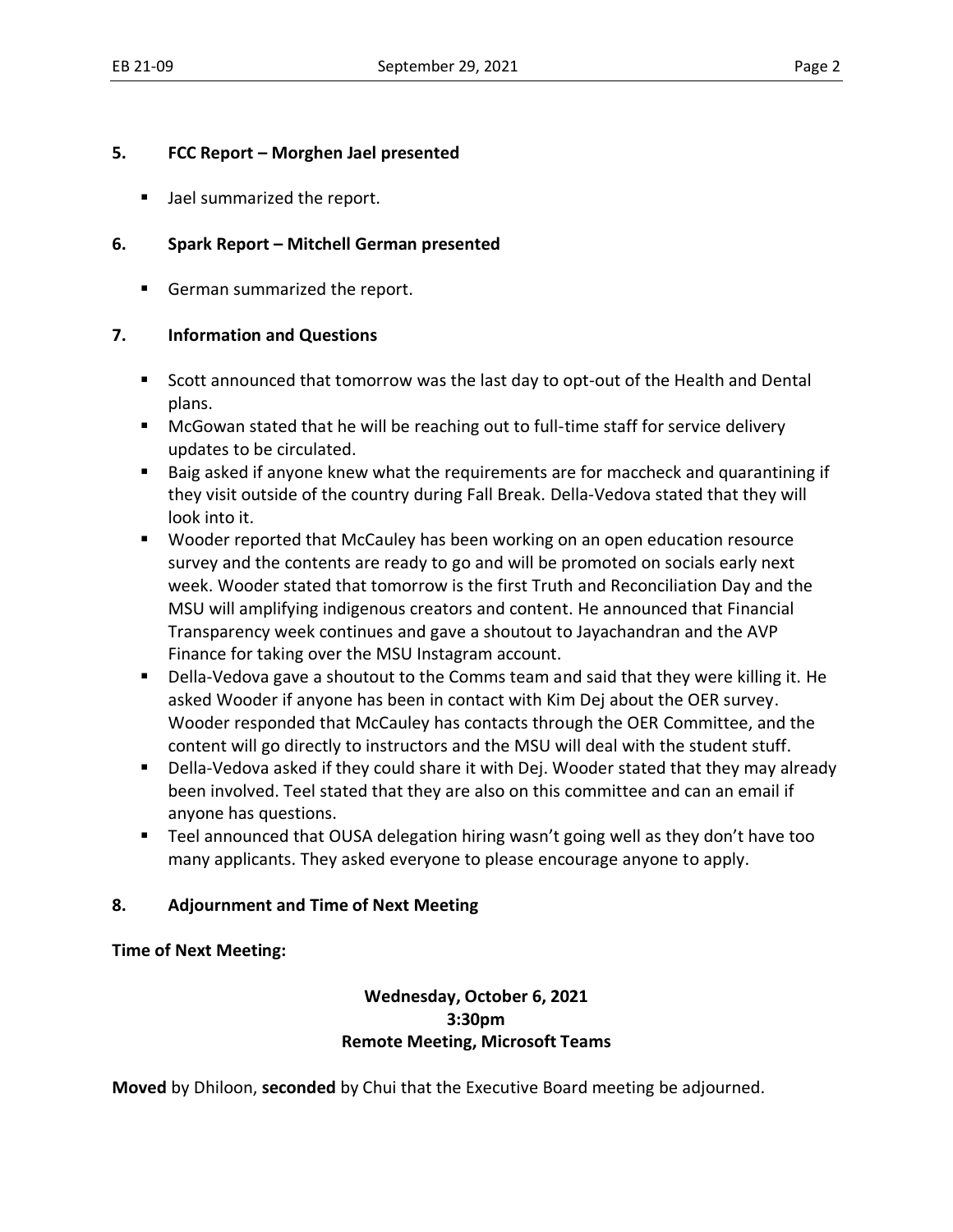## 5. FCC Report – Morghen Jael presented

- Jael summarized the report.

## 6. Spark Report – Mitchell German presented

- German summarized the report.

## 7. Information and Questions

- Scott announced that tomorrow was the last day to opt-out of the Health and Dental plans.
- McGowan stated that he will be reaching out to full-time staff for service delivery updates to be circulated.
- Baig asked if anyone knew what the requirements are for maccheck and quarantining if they visit outside of the country during Fall Break. Della-Vedova stated that they will look into it.
- Wooder reported that McCauley has been working on an open education resource survey and the contents are ready to go and will be promoted on socials early next week. Wooder stated that tomorrow is the first Truth and Reconciliation Day and the MSU will amplifying indigenous creators and content. He announced that Financial Transparency week continues and gave a shoutout to Jayachandran and the AVP Finance for taking over the MSU Instagram account.
- Della-Vedova gave a shoutout to the Comms team and said that they were killing it. He asked Wooder if anyone has been in contact with Kim Dej about the OER survey. Wooder responded that McCauley has contacts through the OER Committee, and the content will go directly to instructors and the MSU will deal with the student stuff.
- Della-Vedova asked if they could share it with Dej. Wooder stated that they may already been involved. Teel stated that they are also on this committee and can an email if anyone has questions.
- Teel announced that OUSA delegation hiring wasn't going well as they don't have too many applicants. They asked everyone to please encourage anyone to apply.

## 8. Adjournment and Time of Next Meeting

**Time of Next Meeting:**

**Wednesday, October 6, 2021**
**3:30pm**
**Remote Meeting, Microsoft Teams**

**Moved** by Dhiloon, **seconded** by Chui that the Executive Board meeting be adjourned.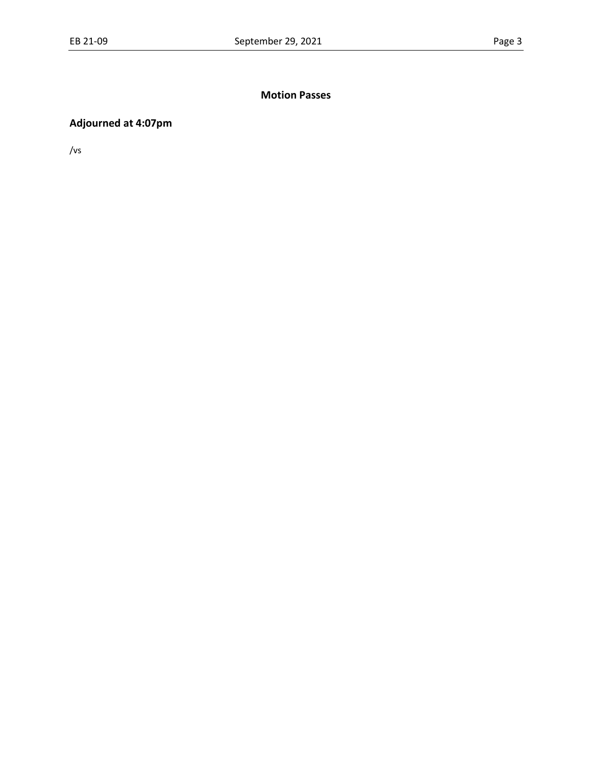**Motion Passes**

## Adjourned at 4:07pm

/vs